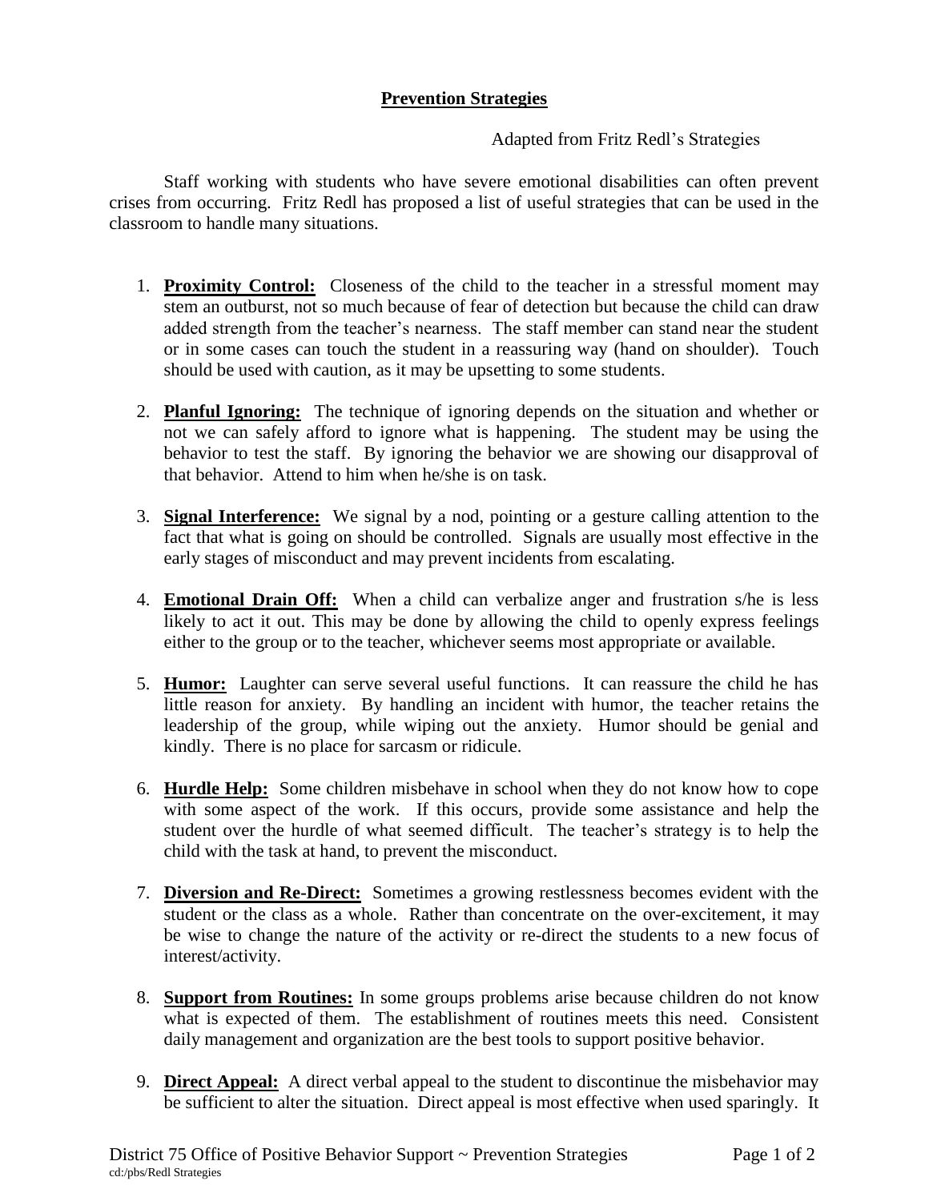# Prevention Strategies

Adapted from Fritz Redl's Strategies

Staff working with students who have severe emotional disabilities can often prevent crises from occurring. Fritz Redl has proposed a list of useful strategies that can be used in the classroom to handle many situations.

1. **Proximity Control:** Closeness of the child to the teacher in a stressful moment may stem an outburst, not so much because of fear of detection but because the child can draw added strength from the teacher's nearness. The staff member can stand near the student or in some cases can touch the student in a reassuring way (hand on shoulder). Touch should be used with caution, as it may be upsetting to some students.

2. **Planful Ignoring:** The technique of ignoring depends on the situation and whether or not we can safely afford to ignore what is happening. The student may be using the behavior to test the staff. By ignoring the behavior we are showing our disapproval of that behavior. Attend to him when he/she is on task.

3. **Signal Interference:** We signal by a nod, pointing or a gesture calling attention to the fact that what is going on should be controlled. Signals are usually most effective in the early stages of misconduct and may prevent incidents from escalating.

4. **Emotional Drain Off:** When a child can verbalize anger and frustration s/he is less likely to act it out. This may be done by allowing the child to openly express feelings either to the group or to the teacher, whichever seems most appropriate or available.

5. **Humor:** Laughter can serve several useful functions. It can reassure the child he has little reason for anxiety. By handling an incident with humor, the teacher retains the leadership of the group, while wiping out the anxiety. Humor should be genial and kindly. There is no place for sarcasm or ridicule.

6. **Hurdle Help:** Some children misbehave in school when they do not know how to cope with some aspect of the work. If this occurs, provide some assistance and help the student over the hurdle of what seemed difficult. The teacher's strategy is to help the child with the task at hand, to prevent the misconduct.

7. **Diversion and Re-Direct:** Sometimes a growing restlessness becomes evident with the student or the class as a whole. Rather than concentrate on the over-excitement, it may be wise to change the nature of the activity or re-direct the students to a new focus of interest/activity.

8. **Support from Routines:** In some groups problems arise because children do not know what is expected of them. The establishment of routines meets this need. Consistent daily management and organization are the best tools to support positive behavior.

9. **Direct Appeal:** A direct verbal appeal to the student to discontinue the misbehavior may be sufficient to alter the situation. Direct appeal is most effective when used sparingly. It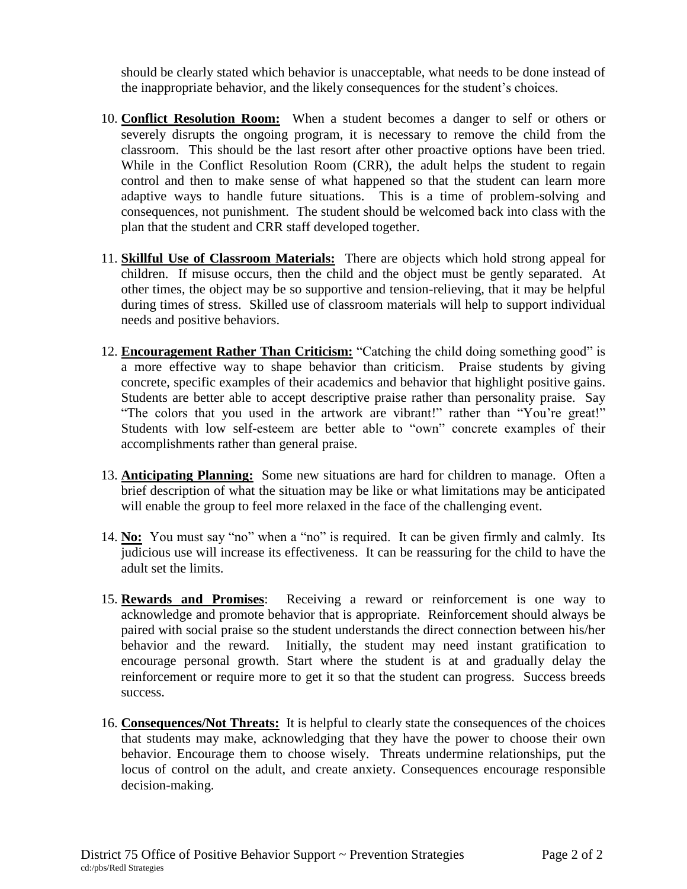should be clearly stated which behavior is unacceptable, what needs to be done instead of the inappropriate behavior, and the likely consequences for the student's choices.

10. **Conflict Resolution Room:** When a student becomes a danger to self or others or severely disrupts the ongoing program, it is necessary to remove the child from the classroom. This should be the last resort after other proactive options have been tried. While in the Conflict Resolution Room (CRR), the adult helps the student to regain control and then to make sense of what happened so that the student can learn more adaptive ways to handle future situations. This is a time of problem-solving and consequences, not punishment. The student should be welcomed back into class with the plan that the student and CRR staff developed together.

11. **Skillful Use of Classroom Materials:** There are objects which hold strong appeal for children. If misuse occurs, then the child and the object must be gently separated. At other times, the object may be so supportive and tension-relieving, that it may be helpful during times of stress. Skilled use of classroom materials will help to support individual needs and positive behaviors.

12. **Encouragement Rather Than Criticism:** "Catching the child doing something good" is a more effective way to shape behavior than criticism. Praise students by giving concrete, specific examples of their academics and behavior that highlight positive gains. Students are better able to accept descriptive praise rather than personality praise. Say "The colors that you used in the artwork are vibrant!" rather than "You're great!" Students with low self-esteem are better able to "own" concrete examples of their accomplishments rather than general praise.

13. **Anticipating Planning:** Some new situations are hard for children to manage. Often a brief description of what the situation may be like or what limitations may be anticipated will enable the group to feel more relaxed in the face of the challenging event.

14. **No:** You must say "no" when a "no" is required. It can be given firmly and calmly. Its judicious use will increase its effectiveness. It can be reassuring for the child to have the adult set the limits.

15. **Rewards and Promises**: Receiving a reward or reinforcement is one way to acknowledge and promote behavior that is appropriate. Reinforcement should always be paired with social praise so the student understands the direct connection between his/her behavior and the reward. Initially, the student may need instant gratification to encourage personal growth. Start where the student is at and gradually delay the reinforcement or require more to get it so that the student can progress. Success breeds success.

16. **Consequences/Not Threats:** It is helpful to clearly state the consequences of the choices that students may make, acknowledging that they have the power to choose their own behavior. Encourage them to choose wisely. Threats undermine relationships, put the locus of control on the adult, and create anxiety. Consequences encourage responsible decision-making.